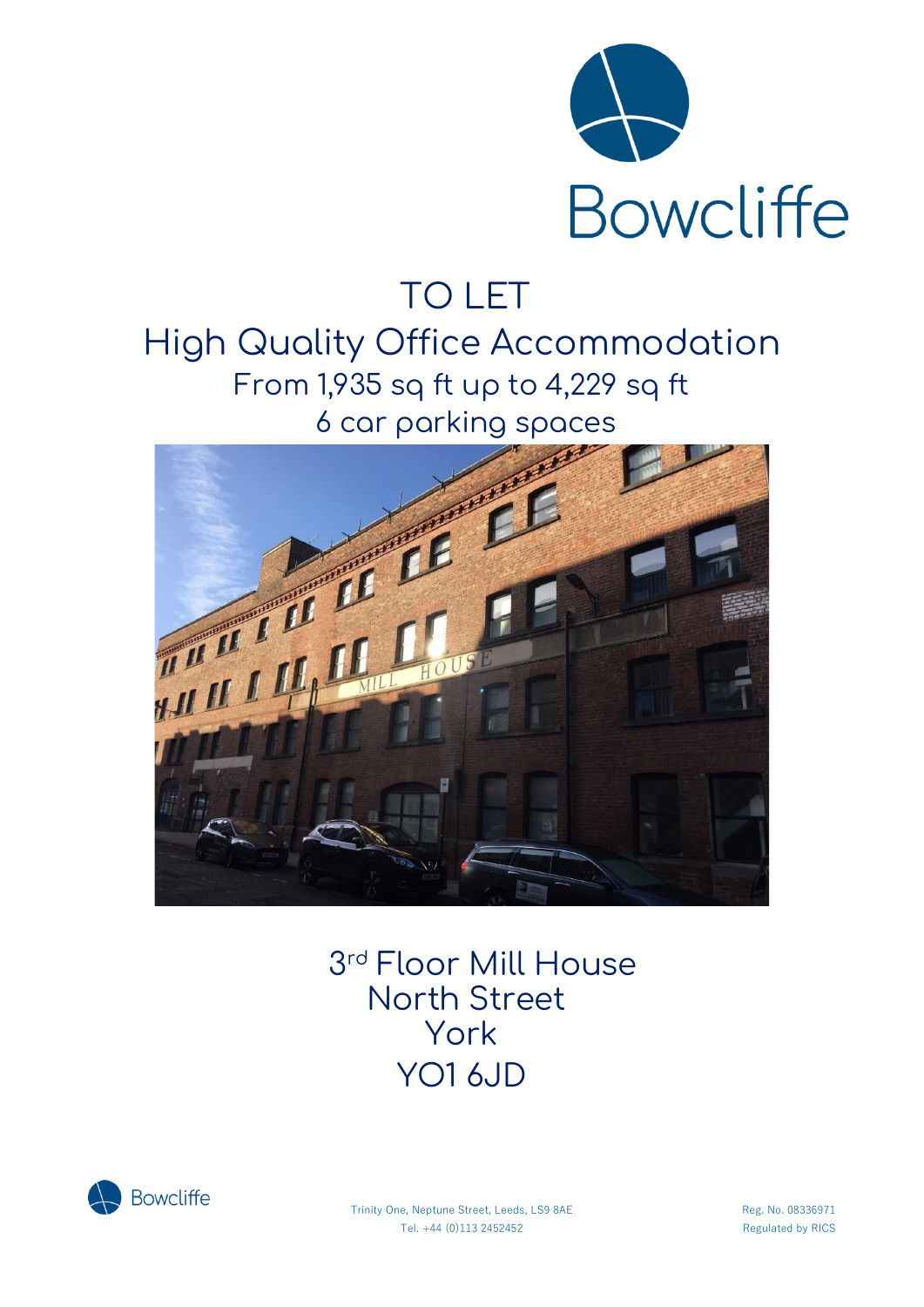Bowcliffe

# TO LET

## High Quality Office Accommodation

### From 1,935 sq ft up to 4,229 sq ft

### 6 car parking spaces

3rd Floor Mill House
North Street
York
YO1 6JD

Bowcliffe

Trinity One, Neptune Street, Leeds, LS9 8AE
Tel. +44 (0)113 2452452

Reg. No. 08336971
Regulated by RICS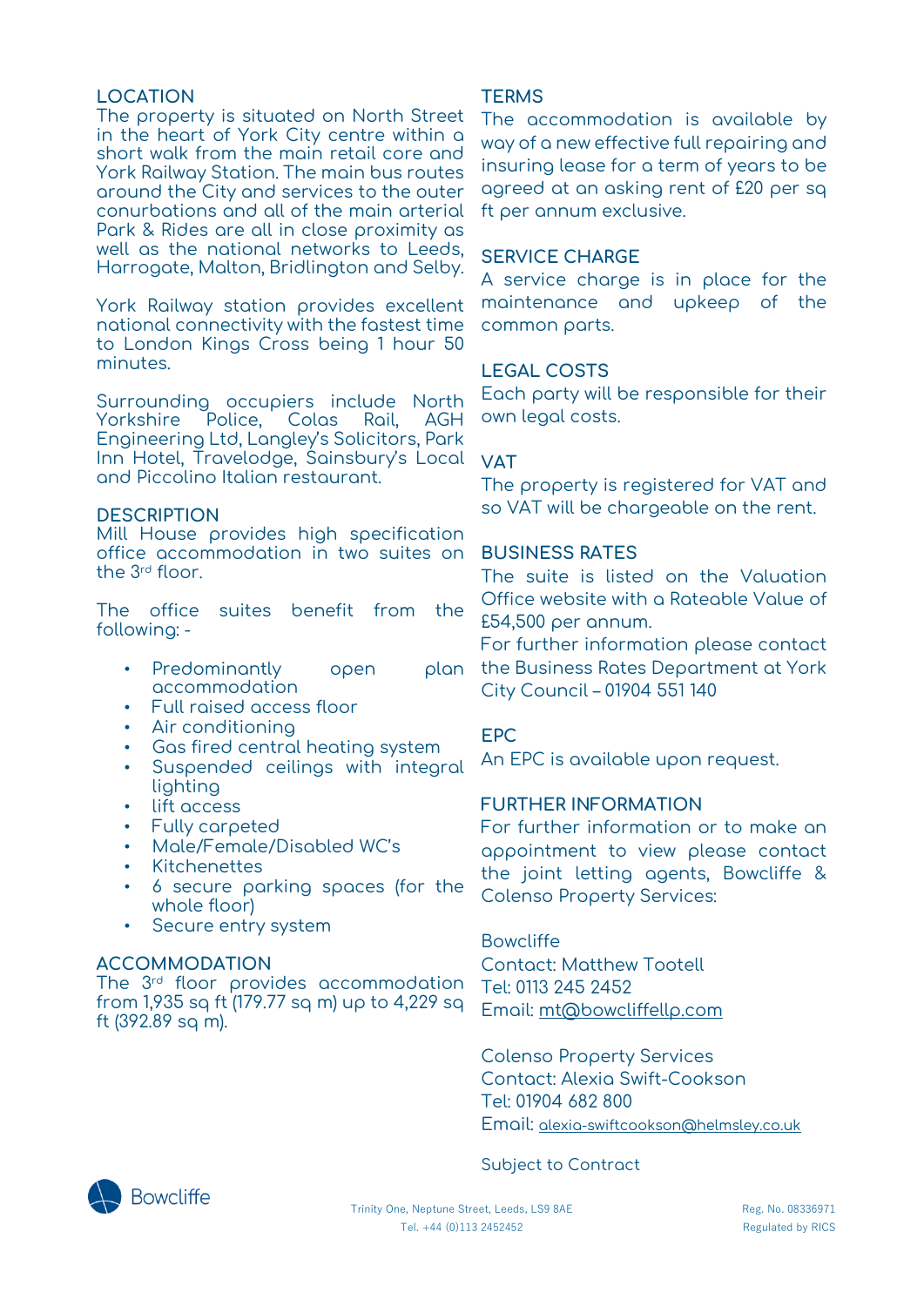## LOCATION

The property is situated on North Street in the heart of York City centre within a short walk from the main retail core and York Railway Station. The main bus routes around the City and services to the outer conurbations and all of the main arterial Park & Rides are all in close proximity as well as the national networks to Leeds, Harrogate, Malton, Bridlington and Selby.

York Railway station provides excellent national connectivity with the fastest time to London Kings Cross being 1 hour 50 minutes.

Surrounding occupiers include North Yorkshire Police, Colas Rail, AGH Engineering Ltd, Langley's Solicitors, Park Inn Hotel, Travelodge, Sainsbury's Local and Piccolino Italian restaurant.

## DESCRIPTION

Mill House provides high specification office accommodation in two suites on the 3rd floor.

The office suites benefit from the following: -

- Predominantly open plan accommodation
- Full raised access floor
- Air conditioning
- Gas fired central heating system
- Suspended ceilings with integral lighting
- lift access
- Fully carpeted
- Male/Female/Disabled WC's
- Kitchenettes
- 6 secure parking spaces (for the whole floor)
- Secure entry system

## ACCOMMODATION

The 3rd floor provides accommodation from 1,935 sq ft (179.77 sq m) up to 4,229 sq ft (392.89 sq m).

## TERMS

The accommodation is available by way of a new effective full repairing and insuring lease for a term of years to be agreed at an asking rent of £20 per sq ft per annum exclusive.

## SERVICE CHARGE

A service charge is in place for the maintenance and upkeep of the common parts.

## LEGAL COSTS

Each party will be responsible for their own legal costs.

## VAT

The property is registered for VAT and so VAT will be chargeable on the rent.

## BUSINESS RATES

The suite is listed on the Valuation Office website with a Rateable Value of £54,500 per annum.

For further information please contact the Business Rates Department at York City Council – 01904 551 140

## EPC

An EPC is available upon request.

## FURTHER INFORMATION

For further information or to make an appointment to view please contact the joint letting agents, Bowcliffe & Colenso Property Services:

Bowcliffe
Contact: Matthew Tootell
Tel: 0113 245 2452
Email: mt@bowcliffellp.com

Colenso Property Services
Contact: Alexia Swift-Cookson
Tel: 01904 682 800
Email: alexia-swiftcookson@helmsley.co.uk

Subject to Contract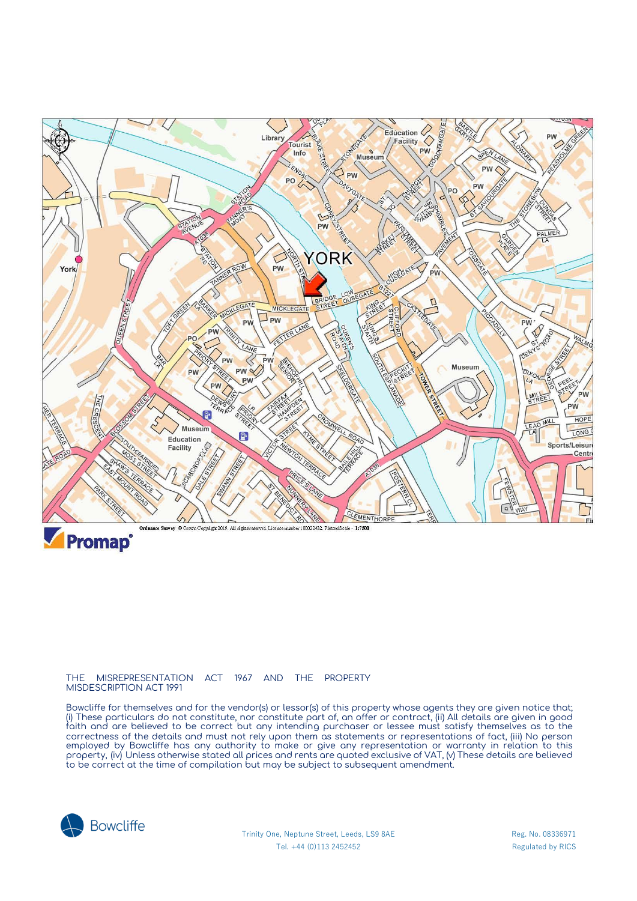Ordnance Survey © Crown Copyright 2019. All rights reserved. Licence number 100022432. Plotted Scale - 1:7500

Promap®

THE MISREPRESENTATION ACT 1967 AND THE PROPERTY MISDESCRIPTION ACT 1991

Bowcliffe for themselves and for the vendor(s) or lessor(s) of this property whose agents they are given notice that; (i) These particulars do not constitute, nor constitute part of, an offer or contract, (ii) All details are given in good faith and are believed to be correct but any intending purchaser or lessee must satisfy themselves as to the correctness of the details and must not rely upon them as statements or representations of fact, (iii) No person employed by Bowcliffe has any authority to make or give any representation or warranty in relation to this property, (iv) Unless otherwise stated all prices and rents are quoted exclusive of VAT, (v) These details are believed to be correct at the time of compilation but may be subject to subsequent amendment.

Bowcliffe

Trinity One, Neptune Street, Leeds, LS9 8AE
Tel. +44 (0)113 2452452

Reg. No. 08336971
Regulated by RICS